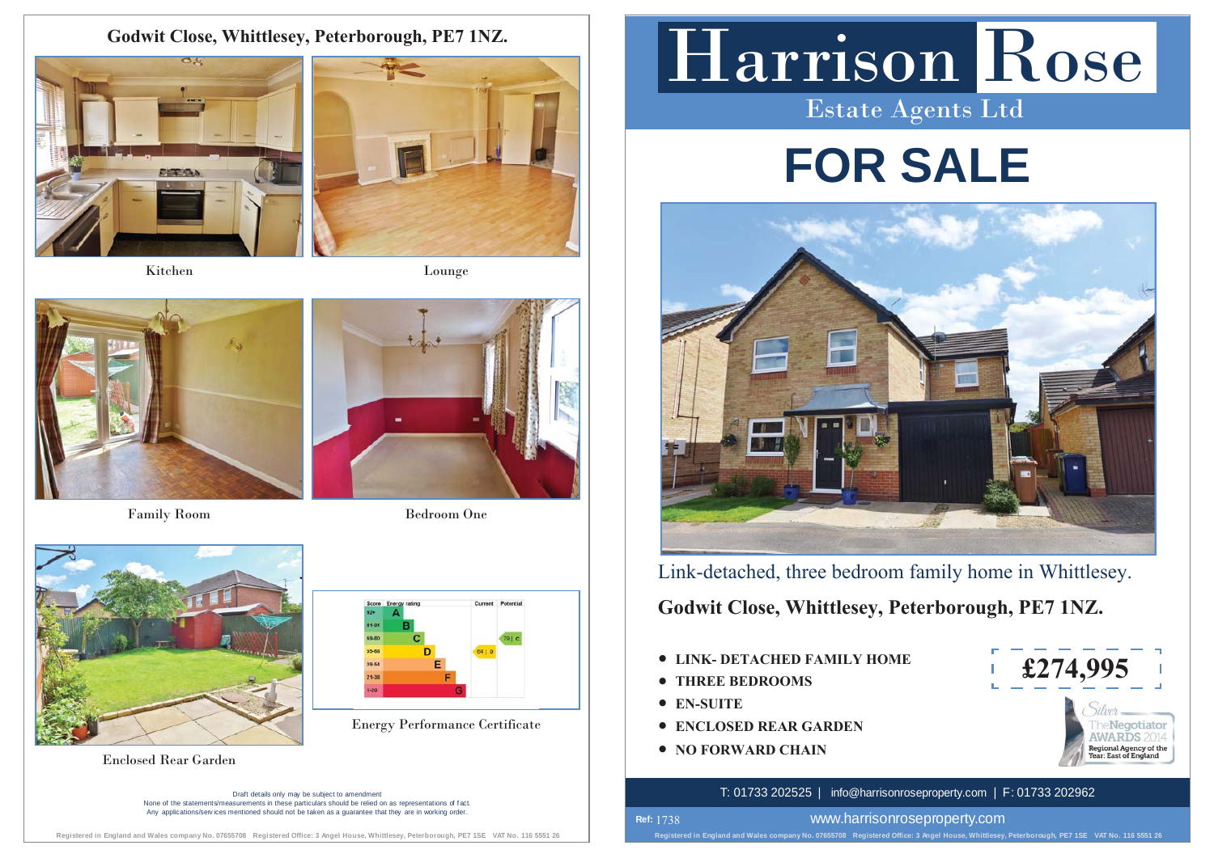# Godwit Close, Whittlesey, Peterborough, PE7 1NZ.

Kitchen

Lounge

Family Room

Bedroom One

Enclosed Rear Garden

| Score | Energy rating | Current | Potential |
|---|---|---|---|
| 92+ | A | | |
| 81-91 | B | | |
| 69-80 | C | | 79 \| C |
| 55-68 | D | 64 \| D | |
| 39-54 | E | | |
| 21-38 | F | | |
| 1-20 | G | | |

Energy Performance Certificate

Draft details only may be subject to amendment
None of the statements/measurements in these particulars should be relied on as representations of fact.
Any applications/services mentioned should not be taken as a guarantee that they are in working order.

Registered in England and Wales company No. 07655708 Registered Office: 3 Angel House, Whittlesey, Peterborough, PE7 1SE VAT No. 116 5551 26

# Harrison Rose

Estate Agents Ltd

# FOR SALE

Link-detached, three bedroom family home in Whittlesey.

## Godwit Close, Whittlesey, Peterborough, PE7 1NZ.

- **LINK- DETACHED FAMILY HOME**
- **THREE BEDROOMS**
- **EN-SUITE**
- **ENCLOSED REAR GARDEN**
- **NO FORWARD CHAIN**

**£274,995**

Silver TheNegotiator AWARDS 2014 Regional Agency of the Year: East of England

T: 01733 202525 | info@harrisonroseproperty.com | F: 01733 202962

Ref: 1738

www.harrisonroseproperty.com

Registered in England and Wales company No. 07655708 Registered Office: 3 Angel House, Whittlesey, Peterborough, PE7 1SE VAT No. 116 5551 26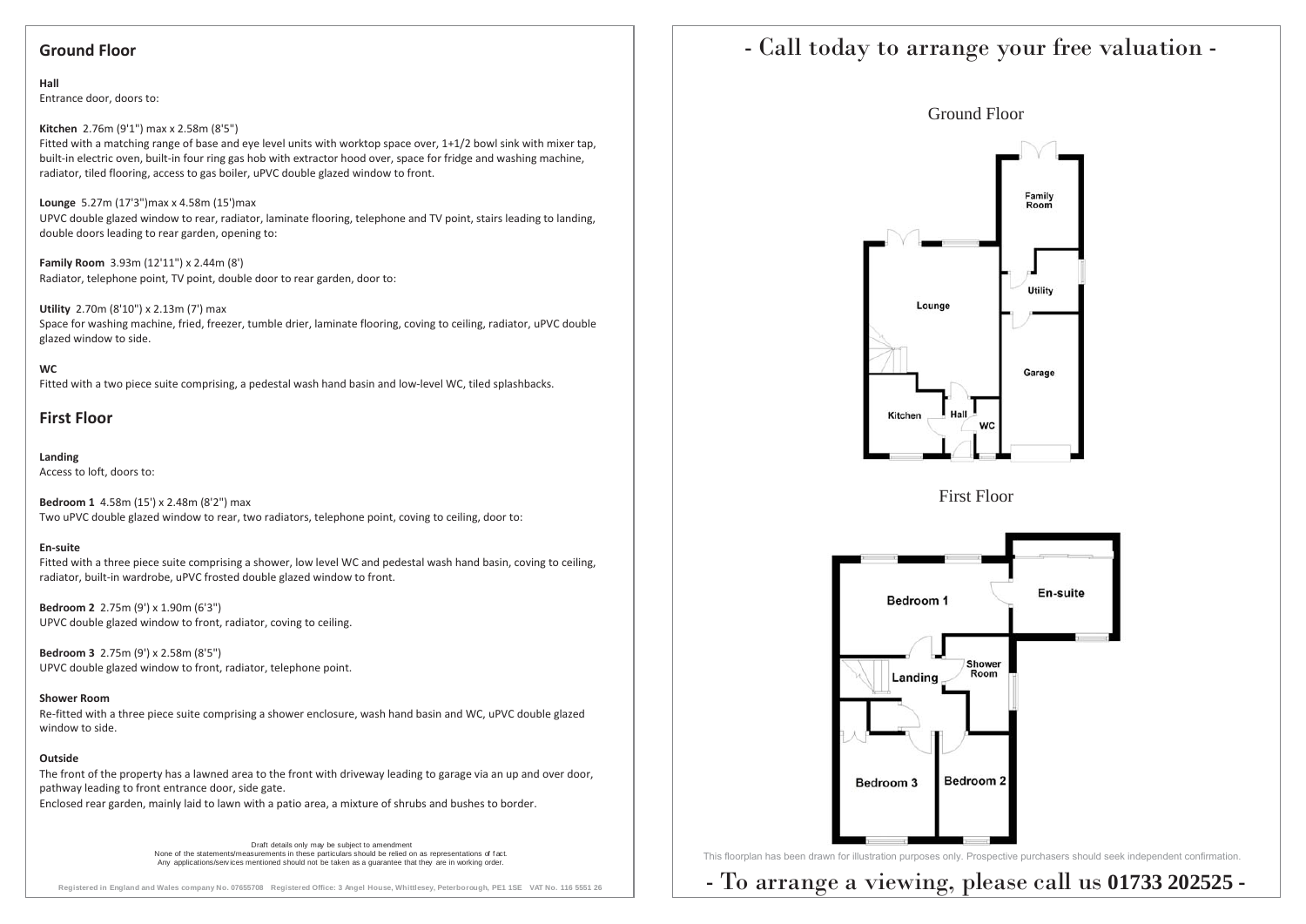## Ground Floor

**Hall**
Entrance door, doors to:

**Kitchen** 2.76m (9'1") max x 2.58m (8'5")
Fitted with a matching range of base and eye level units with worktop space over, 1+1/2 bowl sink with mixer tap, built-in electric oven, built-in four ring gas hob with extractor hood over, space for fridge and washing machine, radiator, tiled flooring, access to gas boiler, uPVC double glazed window to front.

**Lounge** 5.27m (17'3")max x 4.58m (15')max
UPVC double glazed window to rear, radiator, laminate flooring, telephone and TV point, stairs leading to landing, double doors leading to rear garden, opening to:

**Family Room** 3.93m (12'11") x 2.44m (8')
Radiator, telephone point, TV point, double door to rear garden, door to:

**Utility** 2.70m (8'10") x 2.13m (7') max
Space for washing machine, fried, freezer, tumble drier, laminate flooring, coving to ceiling, radiator, uPVC double glazed window to side.

**WC**
Fitted with a two piece suite comprising, a pedestal wash hand basin and low-level WC, tiled splashbacks.

## First Floor

**Landing**
Access to loft, doors to:

**Bedroom 1** 4.58m (15') x 2.48m (8'2") max
Two uPVC double glazed window to rear, two radiators, telephone point, coving to ceiling, door to:

**En-suite**
Fitted with a three piece suite comprising a shower, low level WC and pedestal wash hand basin, coving to ceiling, radiator, built-in wardrobe, uPVC frosted double glazed window to front.

**Bedroom 2** 2.75m (9') x 1.90m (6'3")
UPVC double glazed window to front, radiator, coving to ceiling.

**Bedroom 3** 2.75m (9') x 2.58m (8'5")
UPVC double glazed window to front, radiator, telephone point.

**Shower Room**
Re-fitted with a three piece suite comprising a shower enclosure, wash hand basin and WC, uPVC double glazed window to side.

**Outside**
The front of the property has a lawned area to the front with driveway leading to garage via an up and over door, pathway leading to front entrance door, side gate.
Enclosed rear garden, mainly laid to lawn with a patio area, a mixture of shrubs and bushes to border.

Draft details only may be subject to amendment
None of the statements/measurements in these particulars should be relied on as representations of fact.
Any applications/services mentioned should not be taken as a guarantee that they are in working order.

Registered in England and Wales company No. 07655708 Registered Office: 3 Angel House, Whittlesey, Peterborough, PE1 1SE VAT No. 116 5551 26

# - Call today to arrange your free valuation -

Ground Floor

Family Room
Utility
Lounge
Garage
Kitchen
Hall
WC

First Floor

Bedroom 1
En-suite
Shower Room
Landing
Bedroom 3
Bedroom 2

This floorplan has been drawn for illustration purposes only. Prospective purchasers should seek independent confirmation.

# - To arrange a viewing, please call us **01733 202525** -